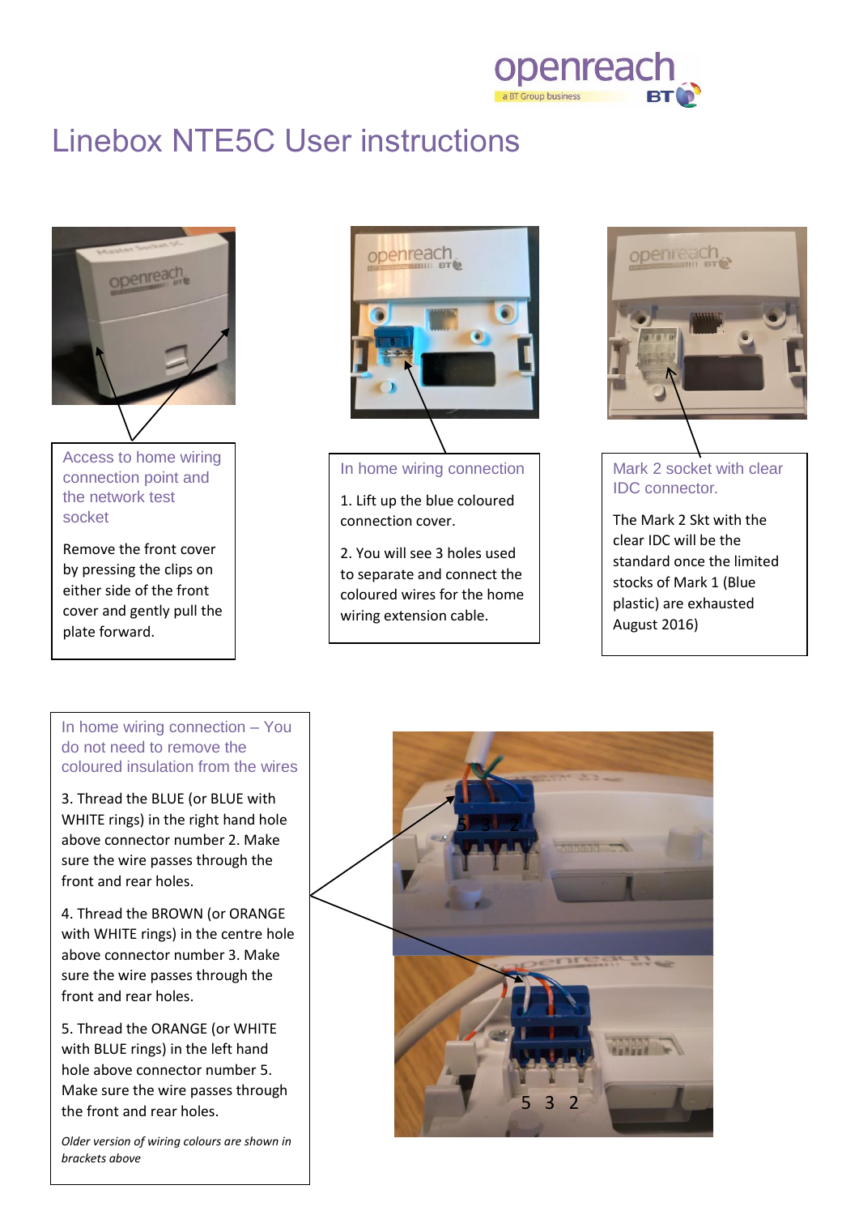# Linebox NTE5C User instructions

### Access to home wiring connection point and the network test socket

Remove the front cover by pressing the clips on either side of the front cover and gently pull the plate forward.

### In home wiring connection

1. Lift up the blue coloured connection cover.

2. You will see 3 holes used to separate and connect the coloured wires for the home wiring extension cable.

### Mark 2 socket with clear IDC connector.

The Mark 2 Skt with the clear IDC will be the standard once the limited stocks of Mark 1 (Blue plastic) are exhausted August 2016)

### In home wiring connection – You do not need to remove the coloured insulation from the wires

3. Thread the BLUE (or BLUE with WHITE rings) in the right hand hole above connector number 2. Make sure the wire passes through the front and rear holes.

4. Thread the BROWN (or ORANGE with WHITE rings) in the centre hole above connector number 3. Make sure the wire passes through the front and rear holes.

5. Thread the ORANGE (or WHITE with BLUE rings) in the left hand hole above connector number 5. Make sure the wire passes through the front and rear holes.

*Older version of wiring colours are shown in brackets above*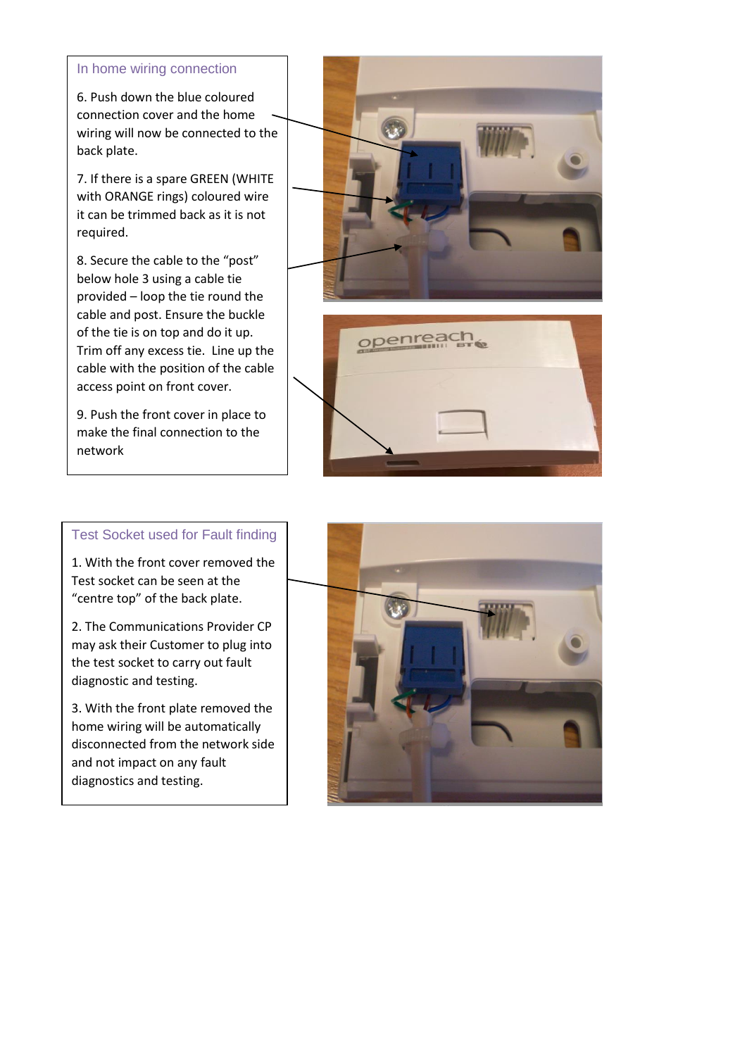## In home wiring connection

6. Push down the blue coloured connection cover and the home wiring will now be connected to the back plate.

7. If there is a spare GREEN (WHITE with ORANGE rings) coloured wire it can be trimmed back as it is not required.

8. Secure the cable to the "post" below hole 3 using a cable tie provided – loop the tie round the cable and post. Ensure the buckle of the tie is on top and do it up. Trim off any excess tie. Line up the cable with the position of the cable access point on front cover.

9. Push the front cover in place to make the final connection to the network

## Test Socket used for Fault finding

1. With the front cover removed the Test socket can be seen at the "centre top" of the back plate.

2. The Communications Provider CP may ask their Customer to plug into the test socket to carry out fault diagnostic and testing.

3. With the front plate removed the home wiring will be automatically disconnected from the network side and not impact on any fault diagnostics and testing.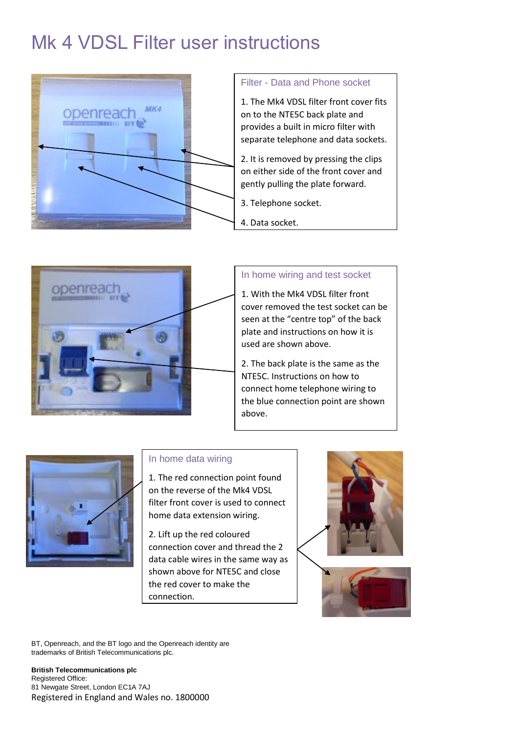# Mk 4 VDSL Filter user instructions

### Filter - Data and Phone socket

1. The Mk4 VDSL filter front cover fits on to the NTE5C back plate and provides a built in micro filter with separate telephone and data sockets.
2. It is removed by pressing the clips on either side of the front cover and gently pulling the plate forward.
3. Telephone socket.
4. Data socket.

### In home wiring and test socket

1. With the Mk4 VDSL filter front cover removed the test socket can be seen at the "centre top" of the back plate and instructions on how it is used are shown above.
2. The back plate is the same as the NTE5C. Instructions on how to connect home telephone wiring to the blue connection point are shown above.

### In home data wiring

1. The red connection point found on the reverse of the Mk4 VDSL filter front cover is used to connect home data extension wiring.
2. Lift up the red coloured connection cover and thread the 2 data cable wires in the same way as shown above for NTE5C and close the red cover to make the connection.

BT, Openreach, and the BT logo and the Openreach identity are trademarks of British Telecommunications plc.

**British Telecommunications plc**
Registered Office:
81 Newgate Street, London EC1A 7AJ
Registered in England and Wales no. 1800000